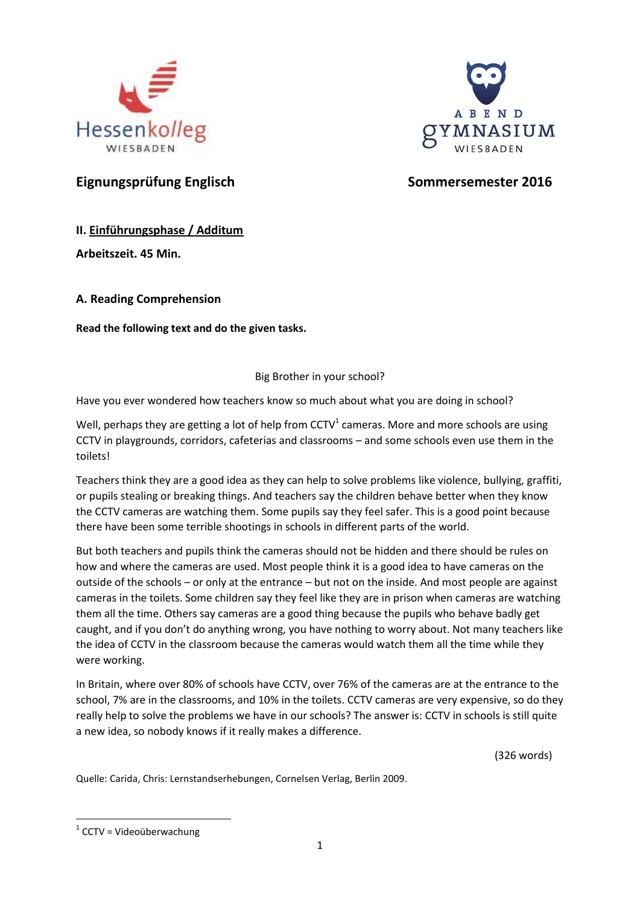Hessenkolleg WIESBADEN

ABEND GYMNASIUM WIESBADEN

## Eignungsprüfung Englisch

## Sommersemester 2016

**II. Einführungsphase / Additum**

**Arbeitszeit. 45 Min.**

### A. Reading Comprehension

**Read the following text and do the given tasks.**

Big Brother in your school?

Have you ever wondered how teachers know so much about what you are doing in school?

Well, perhaps they are getting a lot of help from CCTV[1] cameras. More and more schools are using CCTV in playgrounds, corridors, cafeterias and classrooms – and some schools even use them in the toilets!

Teachers think they are a good idea as they can help to solve problems like violence, bullying, graffiti, or pupils stealing or breaking things. And teachers say the children behave better when they know the CCTV cameras are watching them. Some pupils say they feel safer. This is a good point because there have been some terrible shootings in schools in different parts of the world.

But both teachers and pupils think the cameras should not be hidden and there should be rules on how and where the cameras are used. Most people think it is a good idea to have cameras on the outside of the schools – or only at the entrance – but not on the inside. And most people are against cameras in the toilets. Some children say they feel like they are in prison when cameras are watching them all the time. Others say cameras are a good thing because the pupils who behave badly get caught, and if you don't do anything wrong, you have nothing to worry about. Not many teachers like the idea of CCTV in the classroom because the cameras would watch them all the time while they were working.

In Britain, where over 80% of schools have CCTV, over 76% of the cameras are at the entrance to the school, 7% are in the classrooms, and 10% in the toilets. CCTV cameras are very expensive, so do they really help to solve the problems we have in our schools? The answer is: CCTV in schools is still quite a new idea, so nobody knows if it really makes a difference.

(326 words)

Quelle: Carida, Chris: Lernstandserhebungen, Cornelsen Verlag, Berlin 2009.

---

[1] CCTV = Videoüberwachung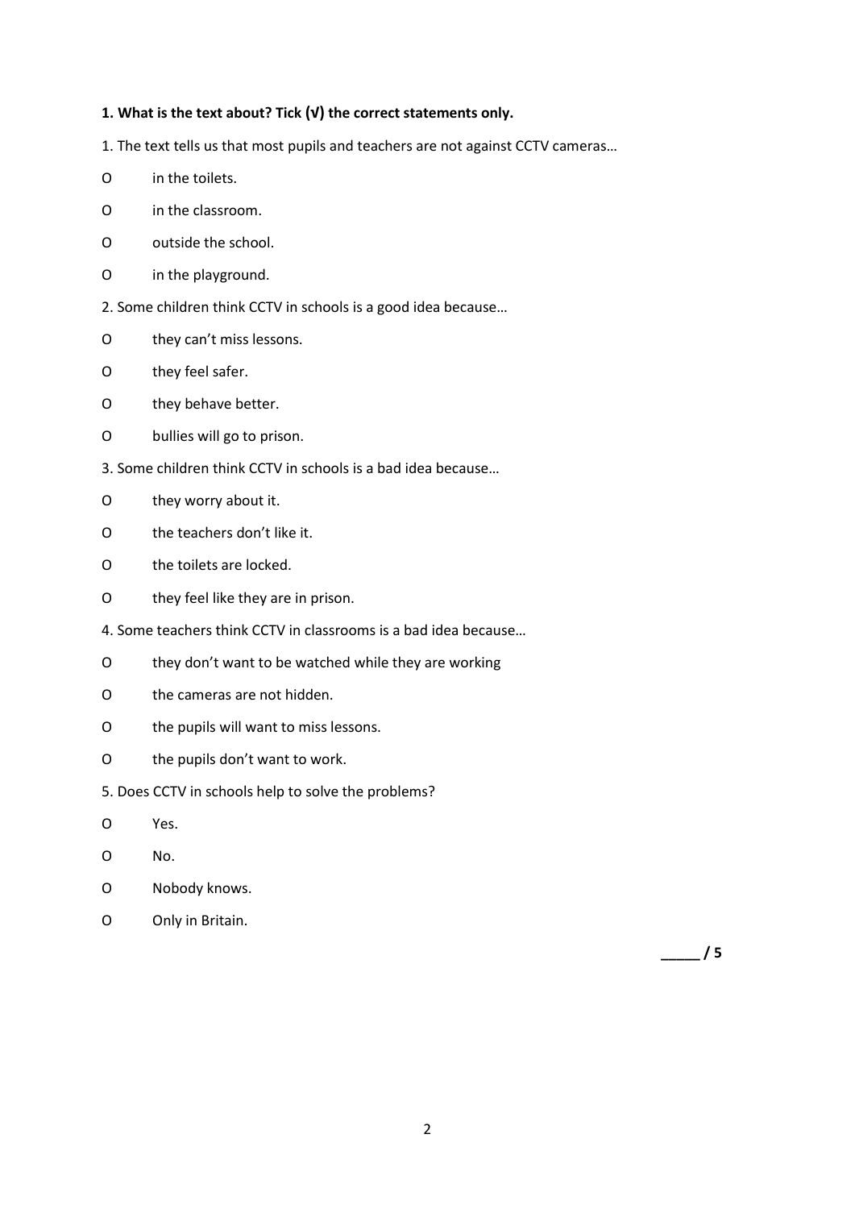**1. What is the text about? Tick (√) the correct statements only.**

1. The text tells us that most pupils and teachers are not against CCTV cameras…

O in the toilets.

O in the classroom.

O outside the school.

O in the playground.

2. Some children think CCTV in schools is a good idea because…

O they can't miss lessons.

O they feel safer.

O they behave better.

O bullies will go to prison.

3. Some children think CCTV in schools is a bad idea because…

O they worry about it.

O the teachers don't like it.

O the toilets are locked.

O they feel like they are in prison.

4. Some teachers think CCTV in classrooms is a bad idea because…

O they don't want to be watched while they are working

O the cameras are not hidden.

O the pupils will want to miss lessons.

O the pupils don't want to work.

5. Does CCTV in schools help to solve the problems?

O Yes.

O No.

O Nobody knows.

O Only in Britain.

**_____ / 5**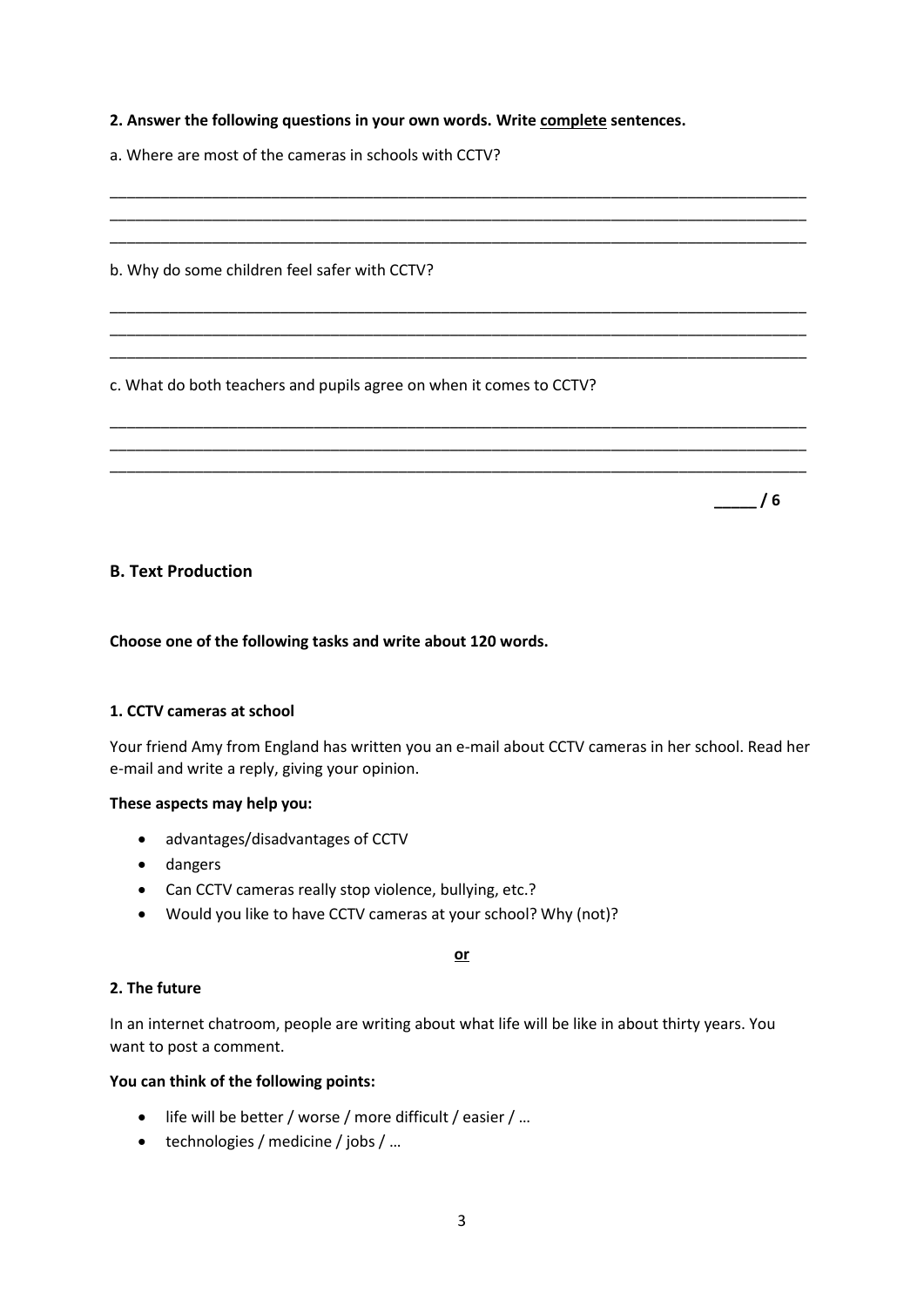**2. Answer the following questions in your own words. Write <u>complete</u> sentences.**

a. Where are most of the cameras in schools with CCTV?

________________________________________________________________________________
________________________________________________________________________________
________________________________________________________________________________

b. Why do some children feel safer with CCTV?

________________________________________________________________________________
________________________________________________________________________________
________________________________________________________________________________

c. What do both teachers and pupils agree on when it comes to CCTV?

________________________________________________________________________________
________________________________________________________________________________
________________________________________________________________________________

_____ / 6

## B. Text Production

**Choose one of the following tasks and write about 120 words.**

**1. CCTV cameras at school**

Your friend Amy from England has written you an e-mail about CCTV cameras in her school. Read her e-mail and write a reply, giving your opinion.

**These aspects may help you:**

- advantages/disadvantages of CCTV
- dangers
- Can CCTV cameras really stop violence, bullying, etc.?
- Would you like to have CCTV cameras at your school? Why (not)?

**<u>or</u>**

**2. The future**

In an internet chatroom, people are writing about what life will be like in about thirty years. You want to post a comment.

**You can think of the following points:**

- life will be better / worse / more difficult / easier / …
- technologies / medicine / jobs / …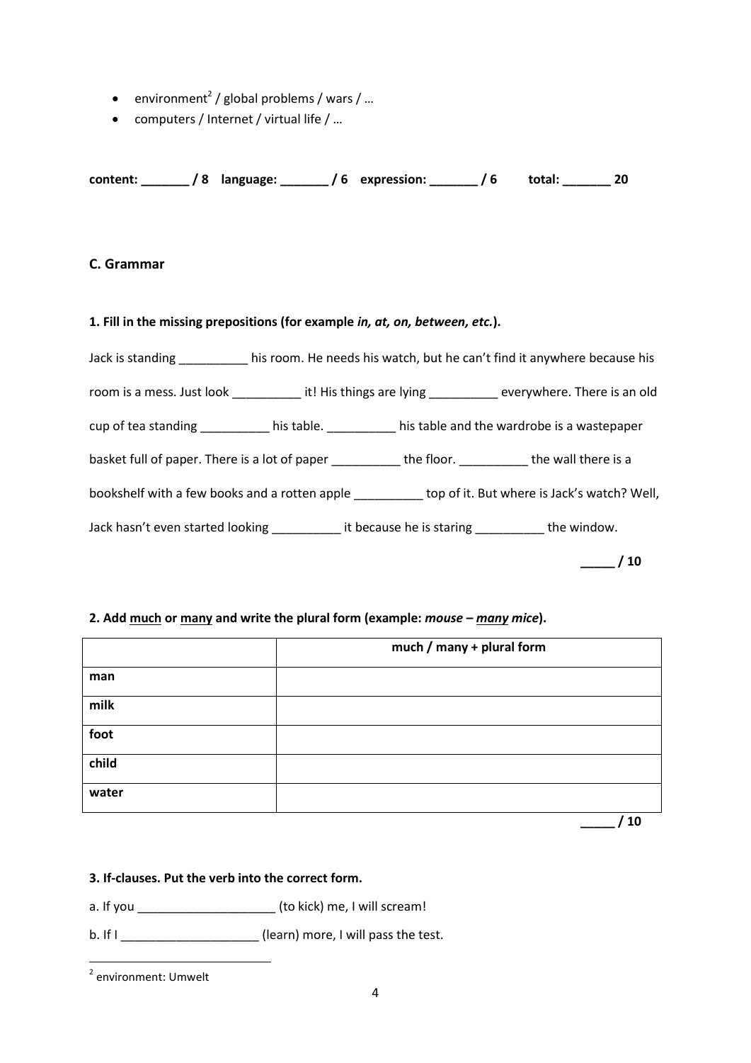- environment[2] / global problems / wars / …
- computers / Internet / virtual life / …

**content: _______ / 8 language: _______ / 6 expression: _______ / 6 total: _______ 20**

### C. Grammar

**1. Fill in the missing prepositions (for example *in, at, on, between, etc.*).**

Jack is standing __________ his room. He needs his watch, but he can't find it anywhere because his room is a mess. Just look __________ it! His things are lying __________ everywhere. There is an old cup of tea standing __________ his table. __________ his table and the wardrobe is a wastepaper basket full of paper. There is a lot of paper __________ the floor. __________ the wall there is a bookshelf with a few books and a rotten apple __________ top of it. But where is Jack's watch? Well, Jack hasn't even started looking __________ it because he is staring __________ the window.

**_____ / 10**

**2. Add much or many and write the plural form (example: *mouse – many mice*).**

| | much / many + plural form |
|---|---|
| **man** | |
| **milk** | |
| **foot** | |
| **child** | |
| **water** | |

**_____ / 10**

**3. If-clauses. Put the verb into the correct form.**

a. If you ____________________ (to kick) me, I will scream!

b. If I ____________________ (learn) more, I will pass the test.

---

[2] environment: Umwelt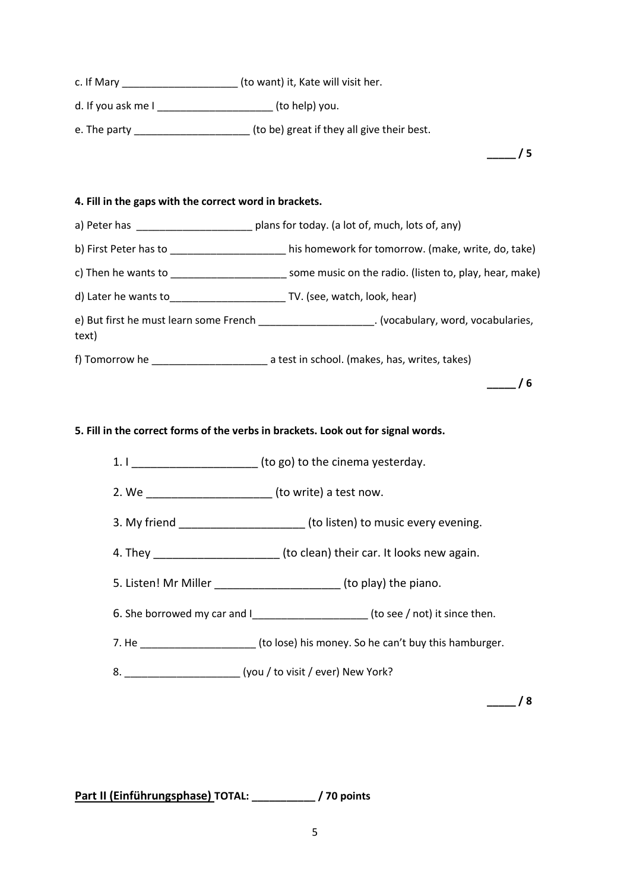c. If Mary ____________________ (to want) it, Kate will visit her.

d. If you ask me I ____________________ (to help) you.

e. The party ____________________ (to be) great if they all give their best.

**_____ / 5**

**4. Fill in the gaps with the correct word in brackets.**

a) Peter has ____________________ plans for today. (a lot of, much, lots of, any)

b) First Peter has to ____________________ his homework for tomorrow. (make, write, do, take)

c) Then he wants to ____________________ some music on the radio. (listen to, play, hear, make)

d) Later he wants to____________________ TV. (see, watch, look, hear)

e) But first he must learn some French ____________________. (vocabulary, word, vocabularies, text)

f) Tomorrow he ____________________ a test in school. (makes, has, writes, takes)

**_____ / 6**

**5. Fill in the correct forms of the verbs in brackets. Look out for signal words.**

1. I ____________________ (to go) to the cinema yesterday.
2. We ____________________ (to write) a test now.
3. My friend ____________________ (to listen) to music every evening.
4. They ____________________ (to clean) their car. It looks new again.
5. Listen! Mr Miller ____________________ (to play) the piano.
6. She borrowed my car and I____________________ (to see / not) it since then.
7. He ____________________ (to lose) his money. So he can't buy this hamburger.
8. ____________________ (you / to visit / ever) New York?

**_____ / 8**

**<u>Part II (Einführungsphase)</u> TOTAL: ___________ / 70 points**